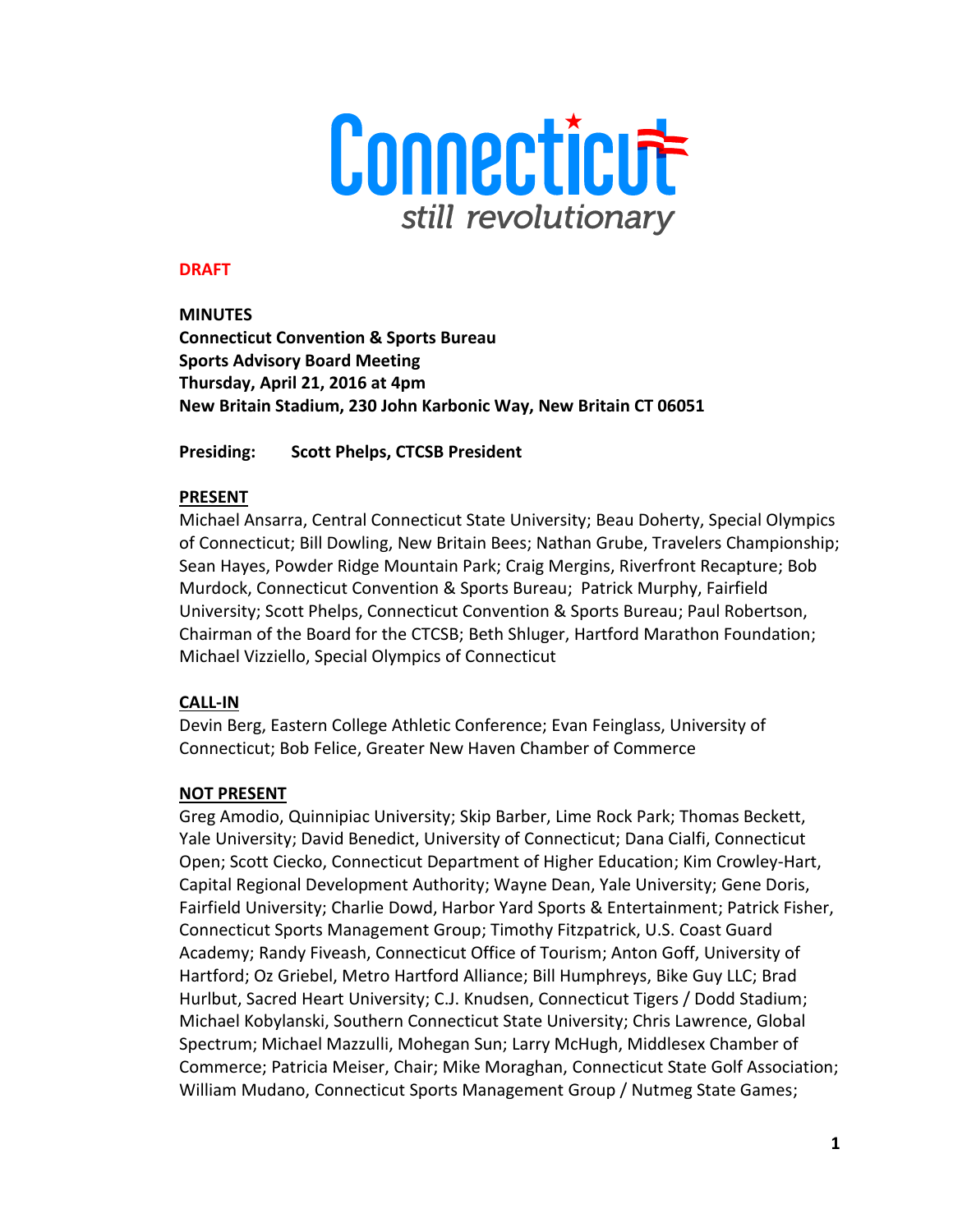Connecticut
*still revolutionary*

**DRAFT**

**MINUTES**
**Connecticut Convention & Sports Bureau**
**Sports Advisory Board Meeting**
**Thursday, April 21, 2016 at 4pm**
**New Britain Stadium, 230 John Karbonic Way, New Britain CT 06051**

**Presiding: Scott Phelps, CTCSB President**

## PRESENT

Michael Ansarra, Central Connecticut State University; Beau Doherty, Special Olympics of Connecticut; Bill Dowling, New Britain Bees; Nathan Grube, Travelers Championship; Sean Hayes, Powder Ridge Mountain Park; Craig Mergins, Riverfront Recapture; Bob Murdock, Connecticut Convention & Sports Bureau; Patrick Murphy, Fairfield University; Scott Phelps, Connecticut Convention & Sports Bureau; Paul Robertson, Chairman of the Board for the CTCSB; Beth Shluger, Hartford Marathon Foundation; Michael Vizziello, Special Olympics of Connecticut

## CALL-IN

Devin Berg, Eastern College Athletic Conference; Evan Feinglass, University of Connecticut; Bob Felice, Greater New Haven Chamber of Commerce

## NOT PRESENT

Greg Amodio, Quinnipiac University; Skip Barber, Lime Rock Park; Thomas Beckett, Yale University; David Benedict, University of Connecticut; Dana Cialfi, Connecticut Open; Scott Ciecko, Connecticut Department of Higher Education; Kim Crowley-Hart, Capital Regional Development Authority; Wayne Dean, Yale University; Gene Doris, Fairfield University; Charlie Dowd, Harbor Yard Sports & Entertainment; Patrick Fisher, Connecticut Sports Management Group; Timothy Fitzpatrick, U.S. Coast Guard Academy; Randy Fiveash, Connecticut Office of Tourism; Anton Goff, University of Hartford; Oz Griebel, Metro Hartford Alliance; Bill Humphreys, Bike Guy LLC; Brad Hurlbut, Sacred Heart University; C.J. Knudsen, Connecticut Tigers / Dodd Stadium; Michael Kobylanski, Southern Connecticut State University; Chris Lawrence, Global Spectrum; Michael Mazzulli, Mohegan Sun; Larry McHugh, Middlesex Chamber of Commerce; Patricia Meiser, Chair; Mike Moraghan, Connecticut State Golf Association; William Mudano, Connecticut Sports Management Group / Nutmeg State Games;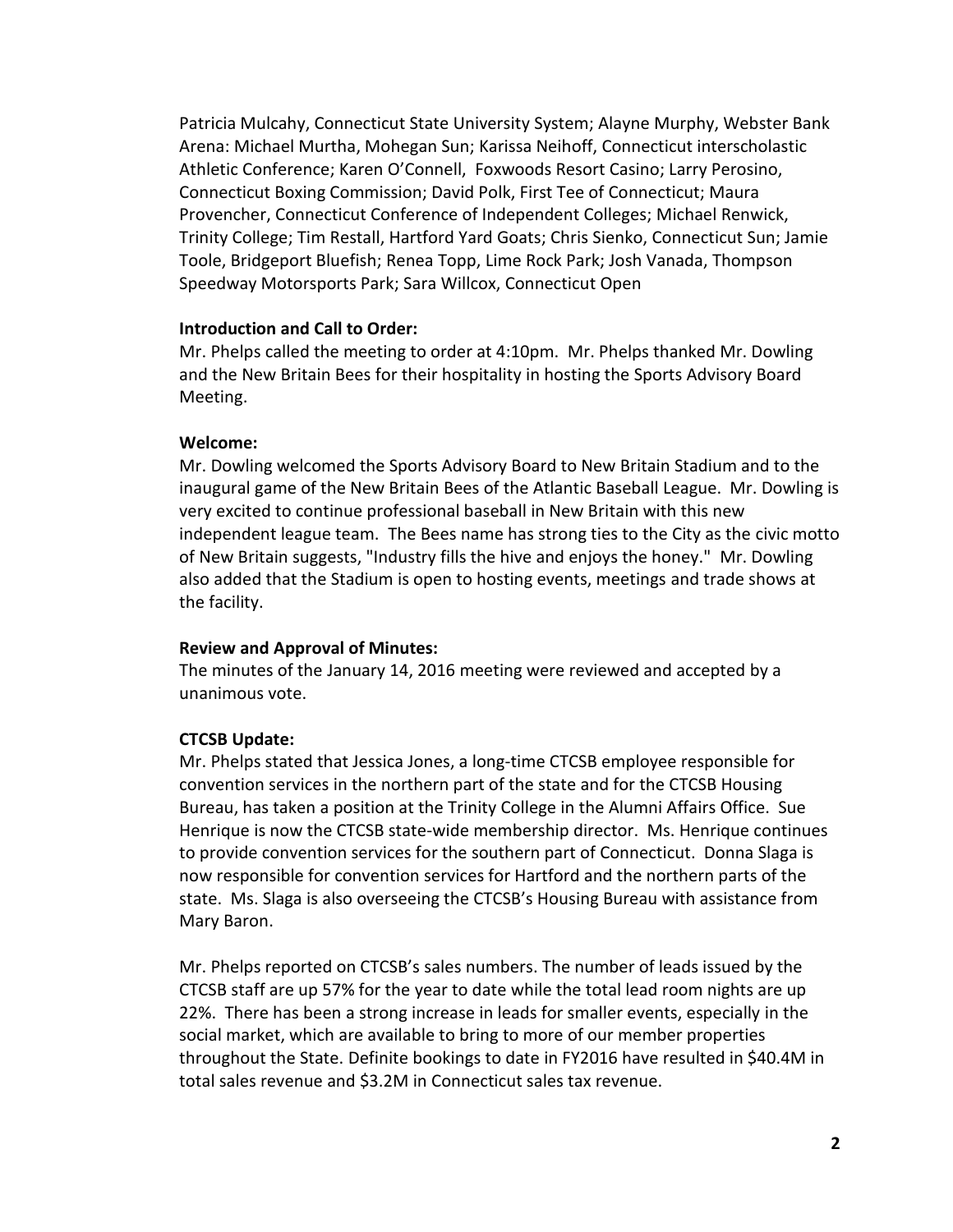Patricia Mulcahy, Connecticut State University System; Alayne Murphy, Webster Bank Arena: Michael Murtha, Mohegan Sun; Karissa Neihoff, Connecticut interscholastic Athletic Conference; Karen O'Connell, Foxwoods Resort Casino; Larry Perosino, Connecticut Boxing Commission; David Polk, First Tee of Connecticut; Maura Provencher, Connecticut Conference of Independent Colleges; Michael Renwick, Trinity College; Tim Restall, Hartford Yard Goats; Chris Sienko, Connecticut Sun; Jamie Toole, Bridgeport Bluefish; Renea Topp, Lime Rock Park; Josh Vanada, Thompson Speedway Motorsports Park; Sara Willcox, Connecticut Open

**Introduction and Call to Order:**
Mr. Phelps called the meeting to order at 4:10pm. Mr. Phelps thanked Mr. Dowling and the New Britain Bees for their hospitality in hosting the Sports Advisory Board Meeting.

**Welcome:**
Mr. Dowling welcomed the Sports Advisory Board to New Britain Stadium and to the inaugural game of the New Britain Bees of the Atlantic Baseball League. Mr. Dowling is very excited to continue professional baseball in New Britain with this new independent league team. The Bees name has strong ties to the City as the civic motto of New Britain suggests, "Industry fills the hive and enjoys the honey." Mr. Dowling also added that the Stadium is open to hosting events, meetings and trade shows at the facility.

**Review and Approval of Minutes:**
The minutes of the January 14, 2016 meeting were reviewed and accepted by a unanimous vote.

**CTCSB Update:**
Mr. Phelps stated that Jessica Jones, a long-time CTCSB employee responsible for convention services in the northern part of the state and for the CTCSB Housing Bureau, has taken a position at the Trinity College in the Alumni Affairs Office. Sue Henrique is now the CTCSB state-wide membership director. Ms. Henrique continues to provide convention services for the southern part of Connecticut. Donna Slaga is now responsible for convention services for Hartford and the northern parts of the state. Ms. Slaga is also overseeing the CTCSB's Housing Bureau with assistance from Mary Baron.

Mr. Phelps reported on CTCSB's sales numbers. The number of leads issued by the CTCSB staff are up 57% for the year to date while the total lead room nights are up 22%. There has been a strong increase in leads for smaller events, especially in the social market, which are available to bring to more of our member properties throughout the State. Definite bookings to date in FY2016 have resulted in $40.4M in total sales revenue and $3.2M in Connecticut sales tax revenue.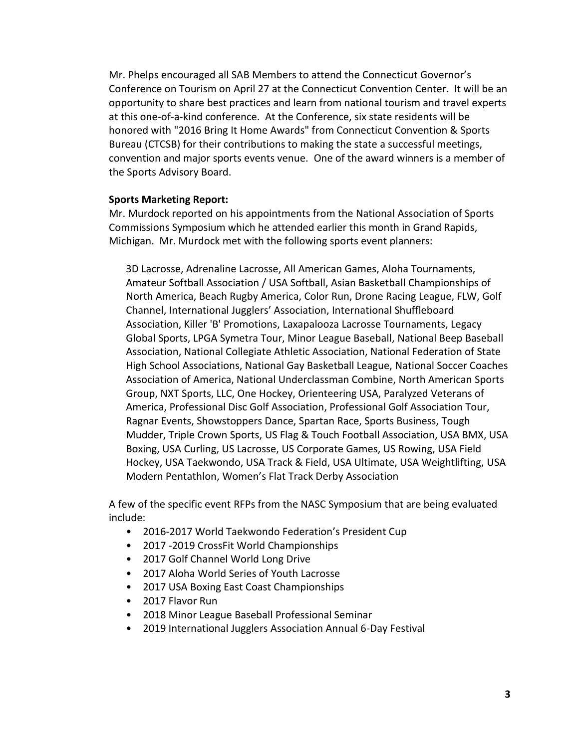Mr. Phelps encouraged all SAB Members to attend the Connecticut Governor's Conference on Tourism on April 27 at the Connecticut Convention Center. It will be an opportunity to share best practices and learn from national tourism and travel experts at this one-of-a-kind conference. At the Conference, six state residents will be honored with "2016 Bring It Home Awards" from Connecticut Convention & Sports Bureau (CTCSB) for their contributions to making the state a successful meetings, convention and major sports events venue. One of the award winners is a member of the Sports Advisory Board.

**Sports Marketing Report:**

Mr. Murdock reported on his appointments from the National Association of Sports Commissions Symposium which he attended earlier this month in Grand Rapids, Michigan. Mr. Murdock met with the following sports event planners:

> 3D Lacrosse, Adrenaline Lacrosse, All American Games, Aloha Tournaments, Amateur Softball Association / USA Softball, Asian Basketball Championships of North America, Beach Rugby America, Color Run, Drone Racing League, FLW, Golf Channel, International Jugglers' Association, International Shuffleboard Association, Killer 'B' Promotions, Laxapalooza Lacrosse Tournaments, Legacy Global Sports, LPGA Symetra Tour, Minor League Baseball, National Beep Baseball Association, National Collegiate Athletic Association, National Federation of State High School Associations, National Gay Basketball League, National Soccer Coaches Association of America, National Underclassman Combine, North American Sports Group, NXT Sports, LLC, One Hockey, Orienteering USA, Paralyzed Veterans of America, Professional Disc Golf Association, Professional Golf Association Tour, Ragnar Events, Showstoppers Dance, Spartan Race, Sports Business, Tough Mudder, Triple Crown Sports, US Flag & Touch Football Association, USA BMX, USA Boxing, USA Curling, US Lacrosse, US Corporate Games, US Rowing, USA Field Hockey, USA Taekwondo, USA Track & Field, USA Ultimate, USA Weightlifting, USA Modern Pentathlon, Women's Flat Track Derby Association

A few of the specific event RFPs from the NASC Symposium that are being evaluated include:

- 2016-2017 World Taekwondo Federation's President Cup
- 2017 -2019 CrossFit World Championships
- 2017 Golf Channel World Long Drive
- 2017 Aloha World Series of Youth Lacrosse
- 2017 USA Boxing East Coast Championships
- 2017 Flavor Run
- 2018 Minor League Baseball Professional Seminar
- 2019 International Jugglers Association Annual 6-Day Festival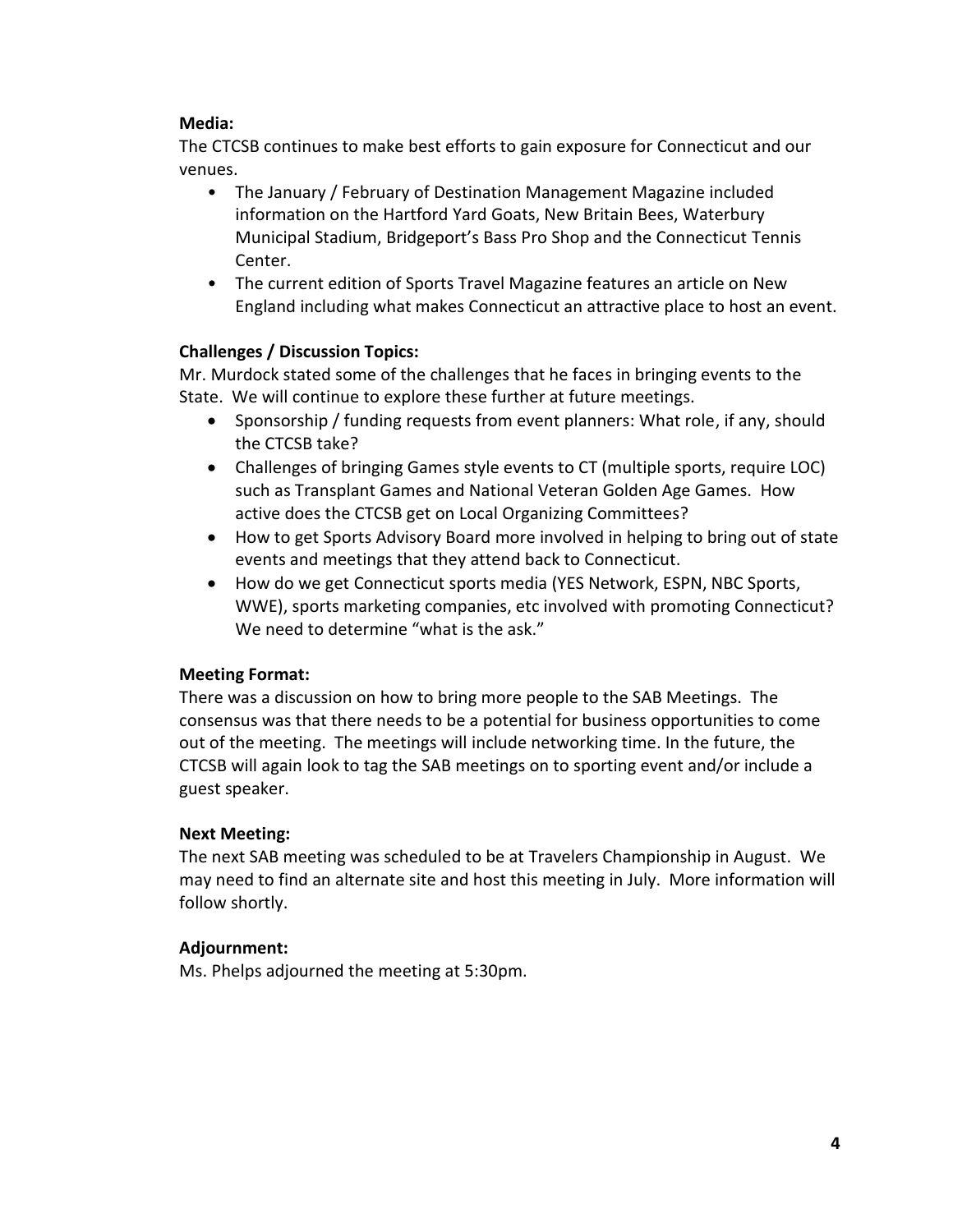**Media:**

The CTCSB continues to make best efforts to gain exposure for Connecticut and our venues.

- The January / February of Destination Management Magazine included information on the Hartford Yard Goats, New Britain Bees, Waterbury Municipal Stadium, Bridgeport's Bass Pro Shop and the Connecticut Tennis Center.
- The current edition of Sports Travel Magazine features an article on New England including what makes Connecticut an attractive place to host an event.

**Challenges / Discussion Topics:**

Mr. Murdock stated some of the challenges that he faces in bringing events to the State. We will continue to explore these further at future meetings.

- Sponsorship / funding requests from event planners: What role, if any, should the CTCSB take?
- Challenges of bringing Games style events to CT (multiple sports, require LOC) such as Transplant Games and National Veteran Golden Age Games. How active does the CTCSB get on Local Organizing Committees?
- How to get Sports Advisory Board more involved in helping to bring out of state events and meetings that they attend back to Connecticut.
- How do we get Connecticut sports media (YES Network, ESPN, NBC Sports, WWE), sports marketing companies, etc involved with promoting Connecticut? We need to determine "what is the ask."

**Meeting Format:**

There was a discussion on how to bring more people to the SAB Meetings. The consensus was that there needs to be a potential for business opportunities to come out of the meeting. The meetings will include networking time. In the future, the CTCSB will again look to tag the SAB meetings on to sporting event and/or include a guest speaker.

**Next Meeting:**

The next SAB meeting was scheduled to be at Travelers Championship in August. We may need to find an alternate site and host this meeting in July. More information will follow shortly.

**Adjournment:**

Ms. Phelps adjourned the meeting at 5:30pm.